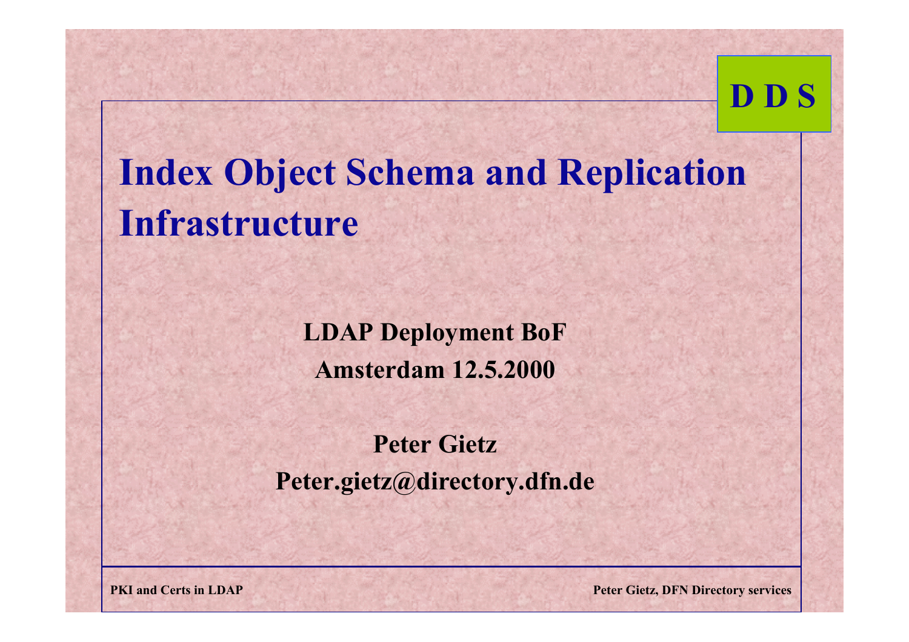D D S

# Index Object Schema and Replication Infrastructure

**LDAP Deployment BoF**

**Amsterdam 12.5.2000**

**Peter Gietz**

**Peter.gietz@directory.dfn.de**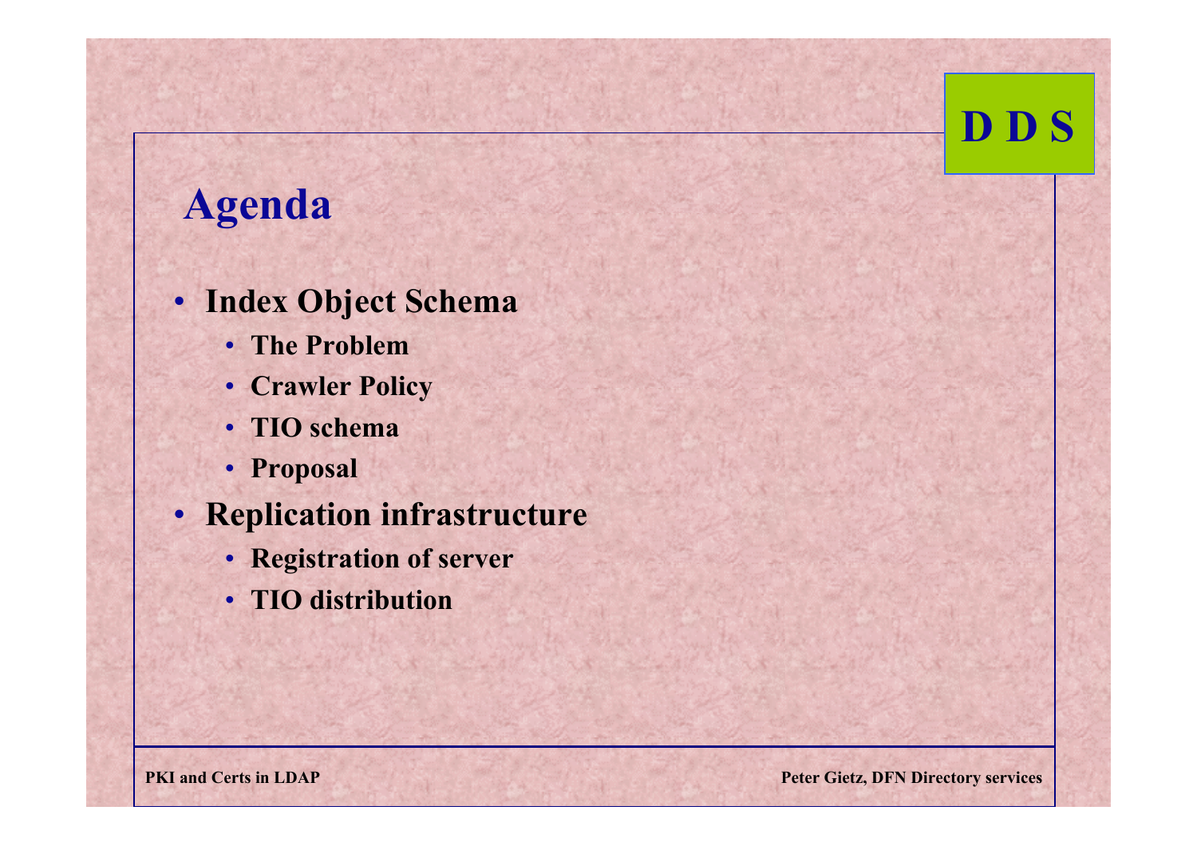# Agenda

- **Index Object Schema**
  - **The Problem**
  - **Crawler Policy**
  - **TIO schema**
  - **Proposal**
- **Replication infrastructure**
  - **Registration of server**
  - **TIO distribution**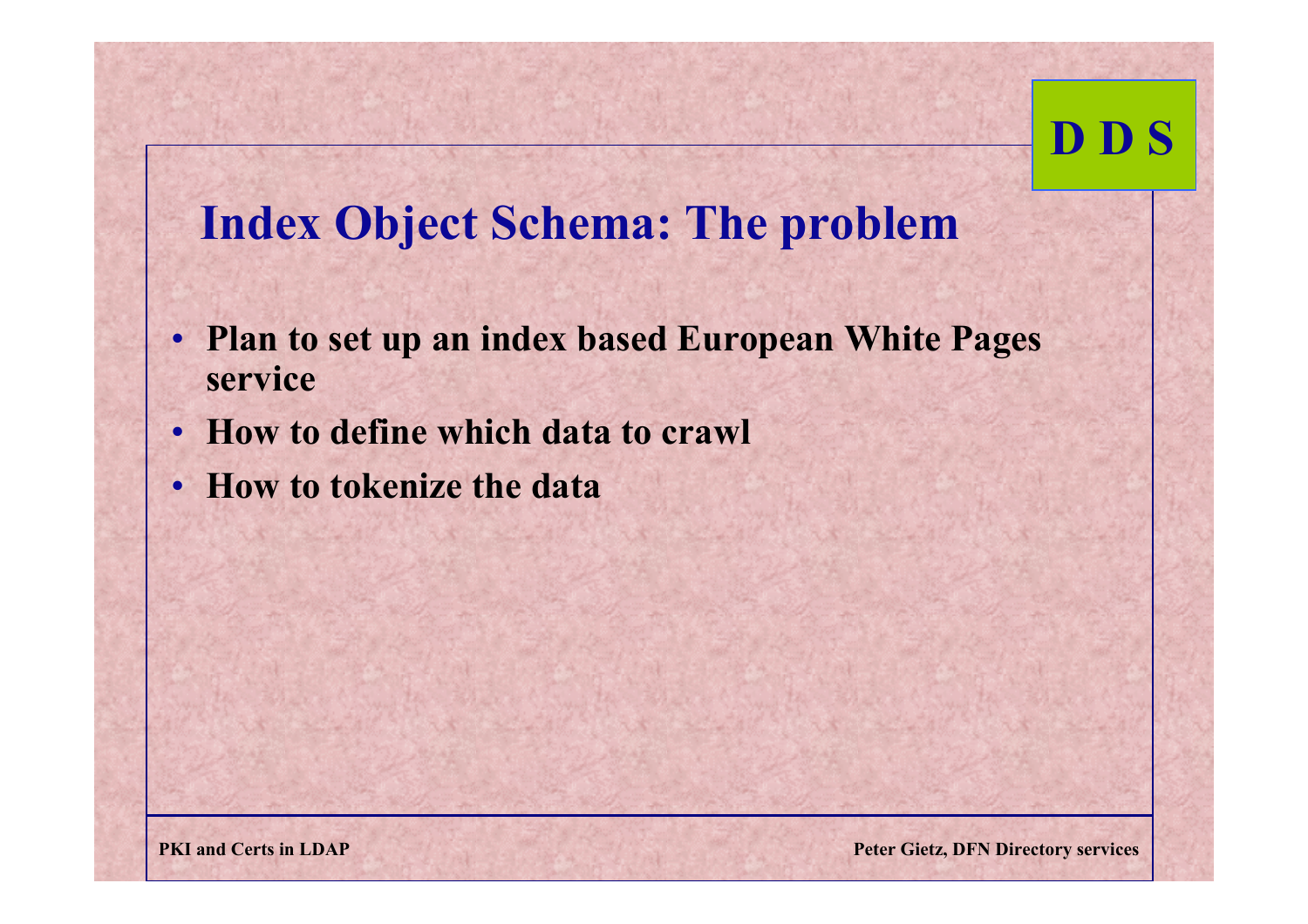# Index Object Schema: The problem

- Plan to set up an index based European White Pages service
- How to define which data to crawl
- How to tokenize the data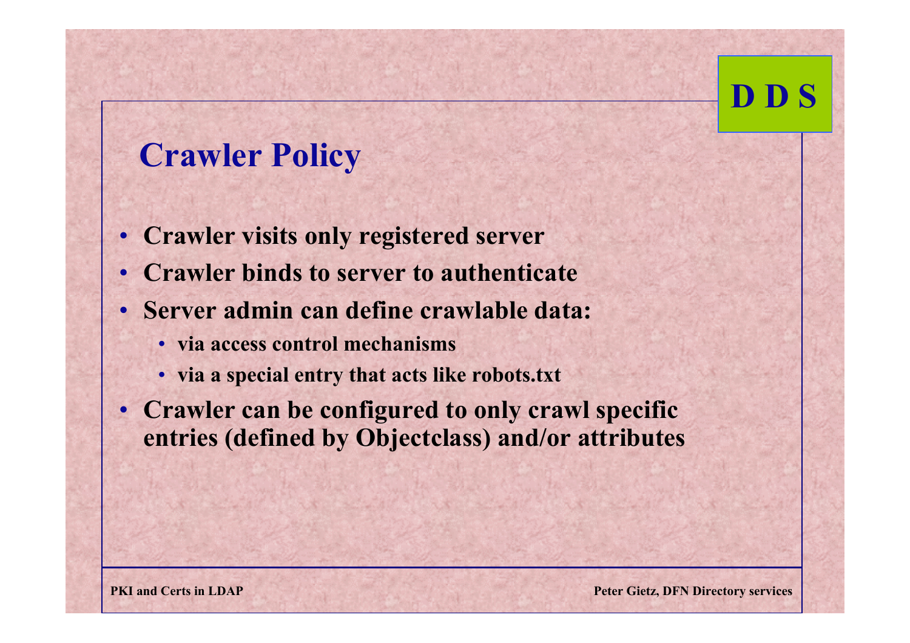## Crawler Policy

- Crawler visits only registered server
- Crawler binds to server to authenticate
- Server admin can define crawlable data:
  - via access control mechanisms
  - via a special entry that acts like robots.txt
- Crawler can be configured to only crawl specific entries (defined by Objectclass) and/or attributes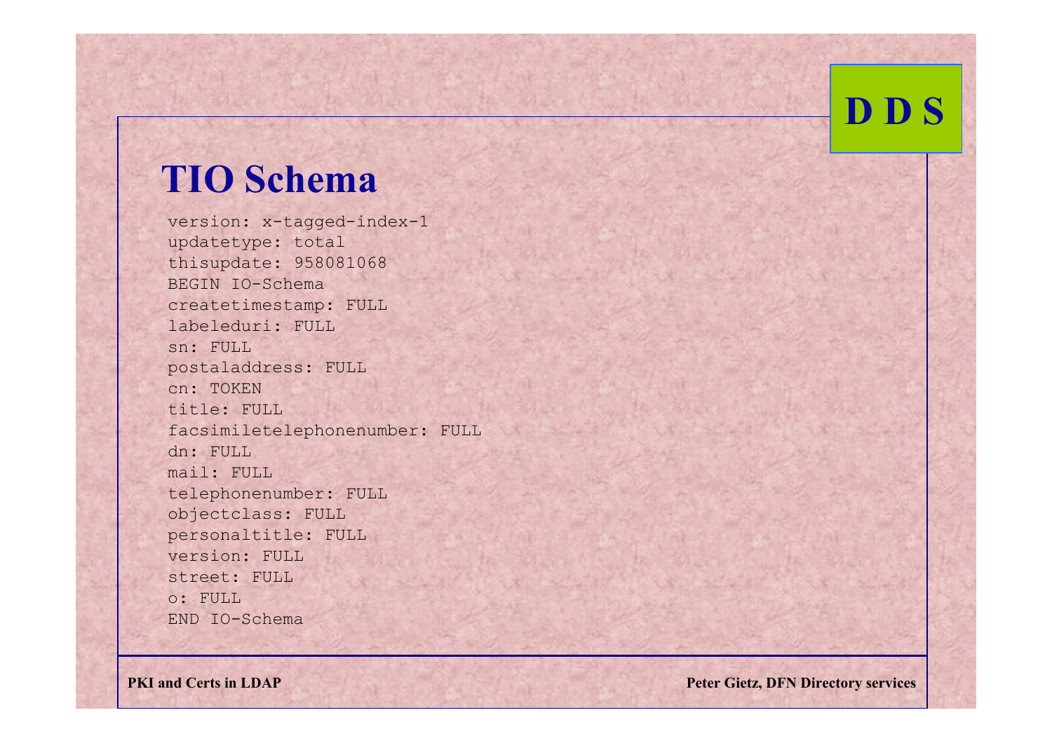# TIO Schema

```
version: x-tagged-index-1
updatetype: total
thisupdate: 958081068
BEGIN IO-Schema
createtimestamp: FULL
labeleduri: FULL
sn: FULL
postaladdress: FULL
cn: TOKEN
title: FULL
facsimiletelephonenumber: FULL
dn: FULL
mail: FULL
telephonenumber: FULL
objectclass: FULL
personaltitle: FULL
version: FULL
street: FULL
o: FULL
END IO-Schema
```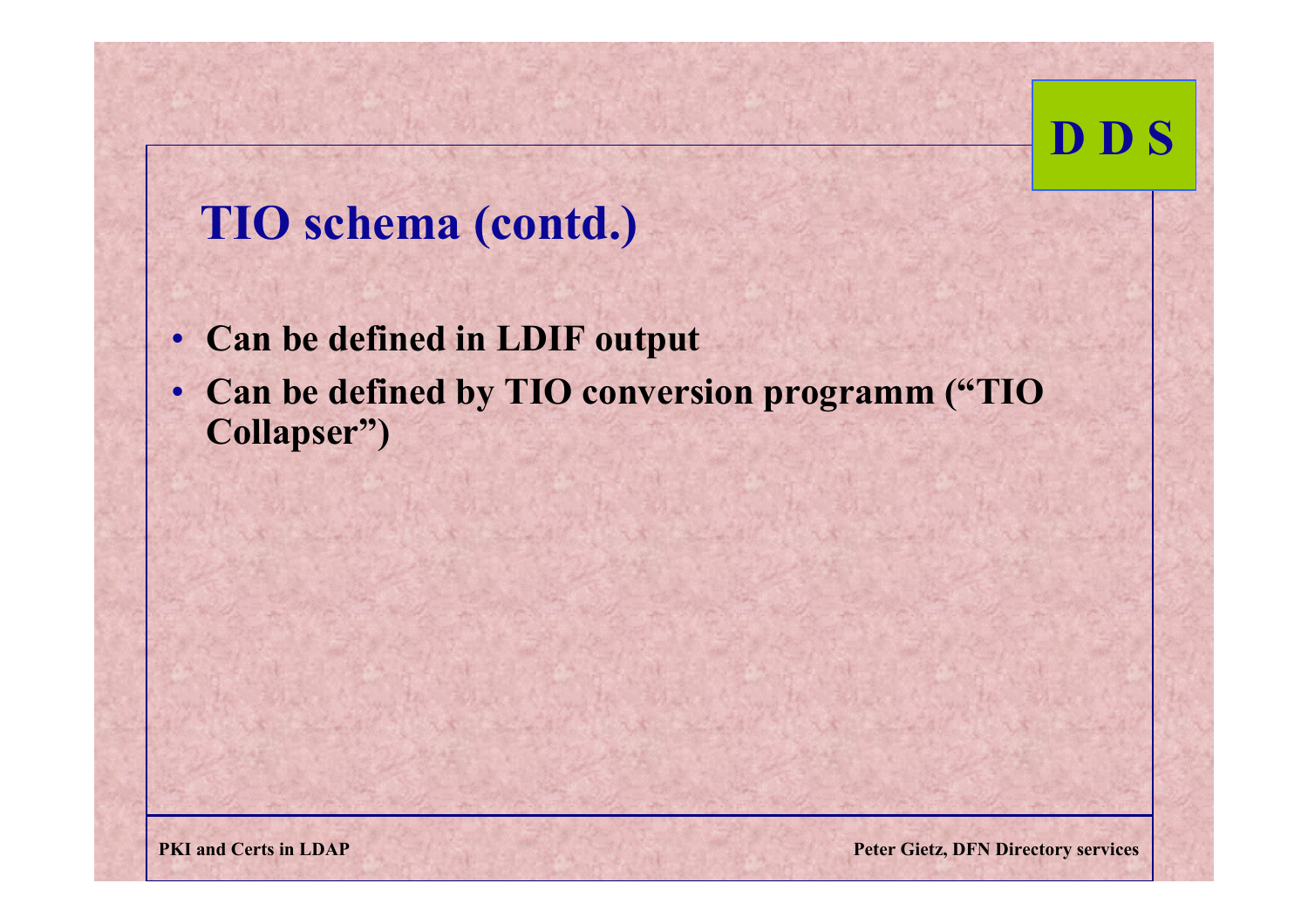# TIO schema (contd.)

- **Can be defined in LDIF output**
- **Can be defined by TIO conversion programm ("TIO Collapser")**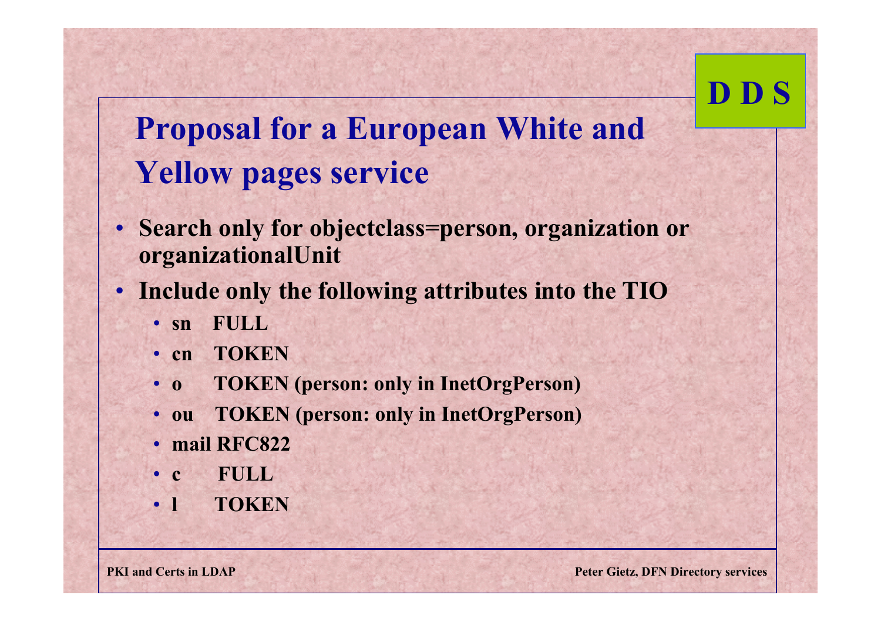# Proposal for a European White and Yellow pages service

- **Search only for objectclass=person, organization or organizationalUnit**
- **Include only the following attributes into the TIO**
  - **sn FULL**
  - **cn TOKEN**
  - **o TOKEN (person: only in InetOrgPerson)**
  - **ou TOKEN (person: only in InetOrgPerson)**
  - **mail RFC822**
  - **c FULL**
  - **l TOKEN**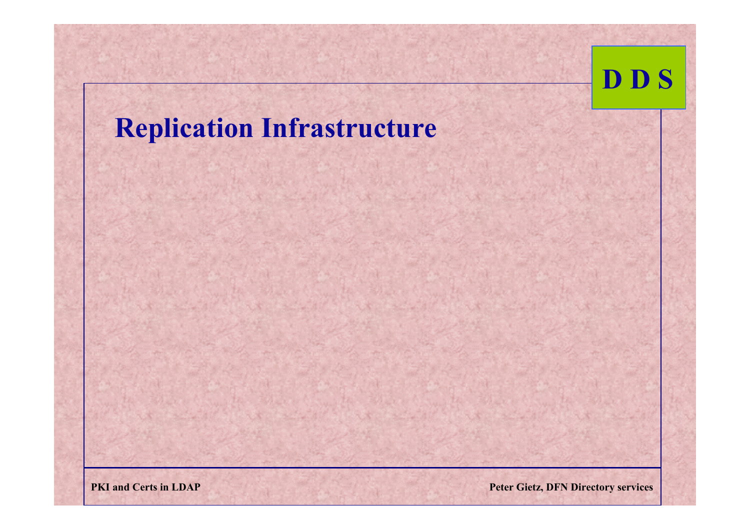# Replication Infrastructure